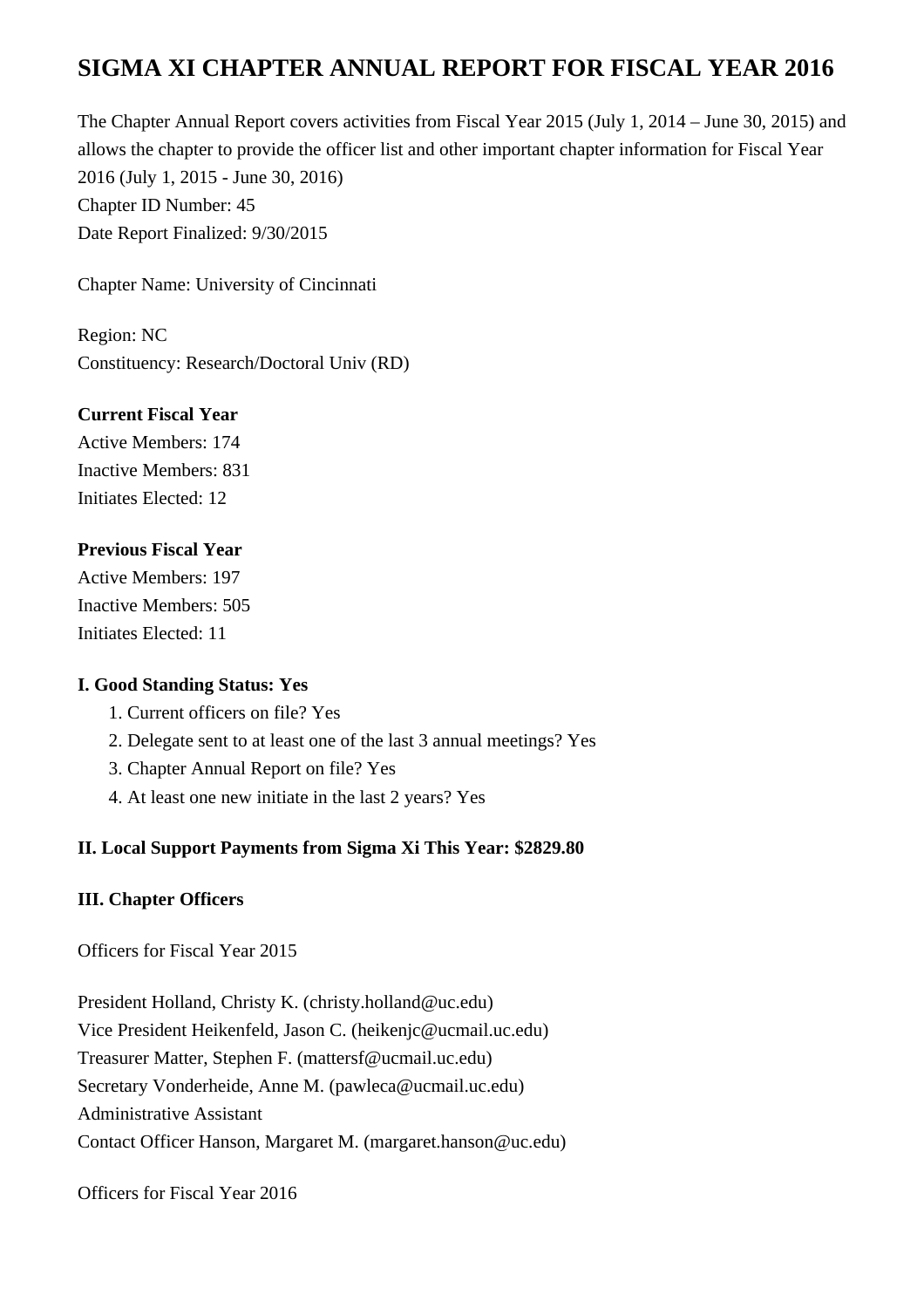# SIGMA XI CHAPTER ANNUAL REPORT FOR FISCAL YEAR 2016

The Chapter Annual Report covers activities from Fiscal Year 2015 (July 1, 2014 – June 30, 2015) and allows the chapter to provide the officer list and other important chapter information for Fiscal Year 2016 (July 1, 2015 - June 30, 2016)
Chapter ID Number: 45
Date Report Finalized: 9/30/2015

Chapter Name: University of Cincinnati

Region: NC
Constituency: Research/Doctoral Univ (RD)

**Current Fiscal Year**
Active Members: 174
Inactive Members: 831
Initiates Elected: 12

**Previous Fiscal Year**
Active Members: 197
Inactive Members: 505
Initiates Elected: 11

**I. Good Standing Status: Yes**

1. Current officers on file? Yes
2. Delegate sent to at least one of the last 3 annual meetings? Yes
3. Chapter Annual Report on file? Yes
4. At least one new initiate in the last 2 years? Yes

**II. Local Support Payments from Sigma Xi This Year: $2829.80**

**III. Chapter Officers**

Officers for Fiscal Year 2015

President Holland, Christy K. (christy.holland@uc.edu)
Vice President Heikenfeld, Jason C. (heikenjc@ucmail.uc.edu)
Treasurer Matter, Stephen F. (mattersf@ucmail.uc.edu)
Secretary Vonderheide, Anne M. (pawleca@ucmail.uc.edu)
Administrative Assistant
Contact Officer Hanson, Margaret M. (margaret.hanson@uc.edu)

Officers for Fiscal Year 2016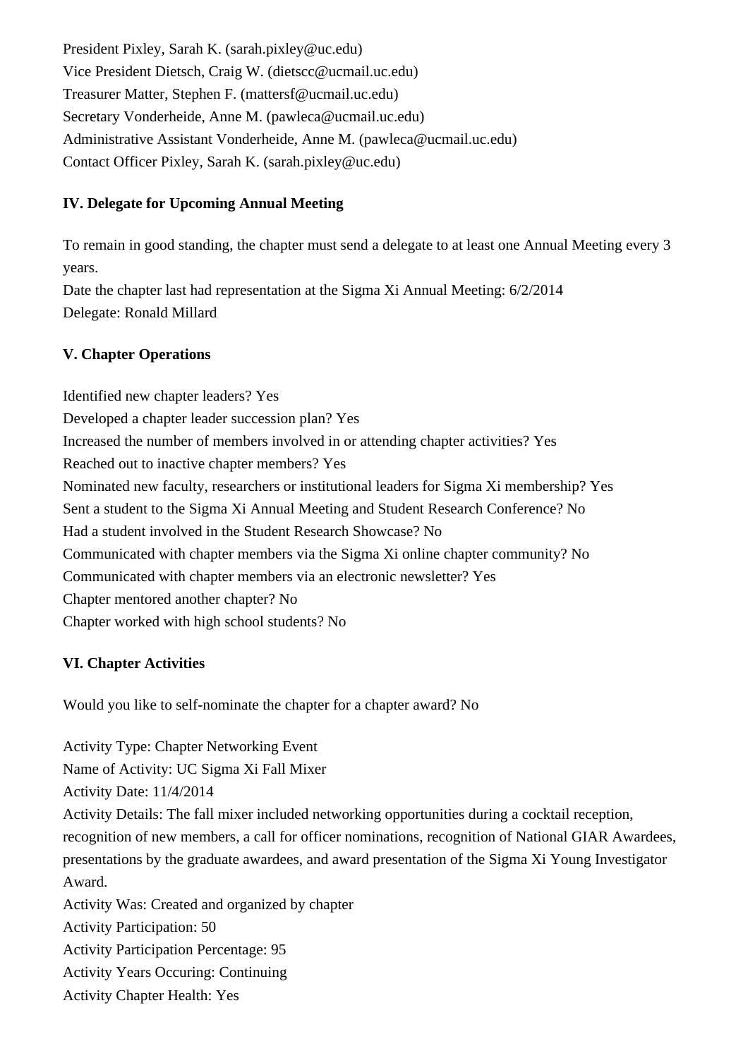President Pixley, Sarah K. (sarah.pixley@uc.edu)
Vice President Dietsch, Craig W. (dietscc@ucmail.uc.edu)
Treasurer Matter, Stephen F. (mattersf@ucmail.uc.edu)
Secretary Vonderheide, Anne M. (pawleca@ucmail.uc.edu)
Administrative Assistant Vonderheide, Anne M. (pawleca@ucmail.uc.edu)
Contact Officer Pixley, Sarah K. (sarah.pixley@uc.edu)

**IV. Delegate for Upcoming Annual Meeting**

To remain in good standing, the chapter must send a delegate to at least one Annual Meeting every 3 years.
Date the chapter last had representation at the Sigma Xi Annual Meeting: 6/2/2014
Delegate: Ronald Millard

**V. Chapter Operations**

Identified new chapter leaders? Yes
Developed a chapter leader succession plan? Yes
Increased the number of members involved in or attending chapter activities? Yes
Reached out to inactive chapter members? Yes
Nominated new faculty, researchers or institutional leaders for Sigma Xi membership? Yes
Sent a student to the Sigma Xi Annual Meeting and Student Research Conference? No
Had a student involved in the Student Research Showcase? No
Communicated with chapter members via the Sigma Xi online chapter community? No
Communicated with chapter members via an electronic newsletter? Yes
Chapter mentored another chapter? No
Chapter worked with high school students? No

**VI. Chapter Activities**

Would you like to self-nominate the chapter for a chapter award? No

Activity Type: Chapter Networking Event
Name of Activity: UC Sigma Xi Fall Mixer
Activity Date: 11/4/2014
Activity Details: The fall mixer included networking opportunities during a cocktail reception, recognition of new members, a call for officer nominations, recognition of National GIAR Awardees, presentations by the graduate awardees, and award presentation of the Sigma Xi Young Investigator Award.
Activity Was: Created and organized by chapter
Activity Participation: 50
Activity Participation Percentage: 95
Activity Years Occuring: Continuing
Activity Chapter Health: Yes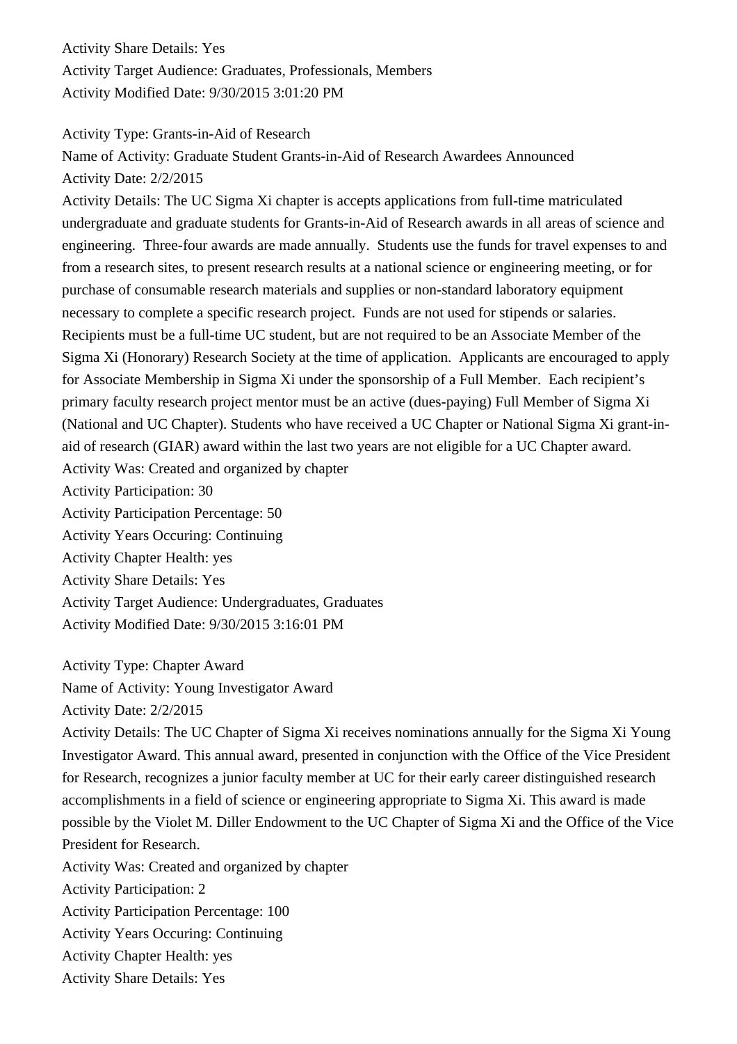Activity Share Details: Yes
Activity Target Audience: Graduates, Professionals, Members
Activity Modified Date: 9/30/2015 3:01:20 PM

Activity Type: Grants-in-Aid of Research
Name of Activity: Graduate Student Grants-in-Aid of Research Awardees Announced
Activity Date: 2/2/2015
Activity Details: The UC Sigma Xi chapter is accepts applications from full-time matriculated undergraduate and graduate students for Grants-in-Aid of Research awards in all areas of science and engineering. Three-four awards are made annually. Students use the funds for travel expenses to and from a research sites, to present research results at a national science or engineering meeting, or for purchase of consumable research materials and supplies or non-standard laboratory equipment necessary to complete a specific research project. Funds are not used for stipends or salaries. Recipients must be a full-time UC student, but are not required to be an Associate Member of the Sigma Xi (Honorary) Research Society at the time of application. Applicants are encouraged to apply for Associate Membership in Sigma Xi under the sponsorship of a Full Member. Each recipient's primary faculty research project mentor must be an active (dues-paying) Full Member of Sigma Xi (National and UC Chapter). Students who have received a UC Chapter or National Sigma Xi grant-in-aid of research (GIAR) award within the last two years are not eligible for a UC Chapter award.
Activity Was: Created and organized by chapter
Activity Participation: 30
Activity Participation Percentage: 50
Activity Years Occuring: Continuing
Activity Chapter Health: yes
Activity Share Details: Yes
Activity Target Audience: Undergraduates, Graduates
Activity Modified Date: 9/30/2015 3:16:01 PM

Activity Type: Chapter Award
Name of Activity: Young Investigator Award
Activity Date: 2/2/2015
Activity Details: The UC Chapter of Sigma Xi receives nominations annually for the Sigma Xi Young Investigator Award. This annual award, presented in conjunction with the Office of the Vice President for Research, recognizes a junior faculty member at UC for their early career distinguished research accomplishments in a field of science or engineering appropriate to Sigma Xi. This award is made possible by the Violet M. Diller Endowment to the UC Chapter of Sigma Xi and the Office of the Vice President for Research.
Activity Was: Created and organized by chapter
Activity Participation: 2
Activity Participation Percentage: 100
Activity Years Occuring: Continuing
Activity Chapter Health: yes
Activity Share Details: Yes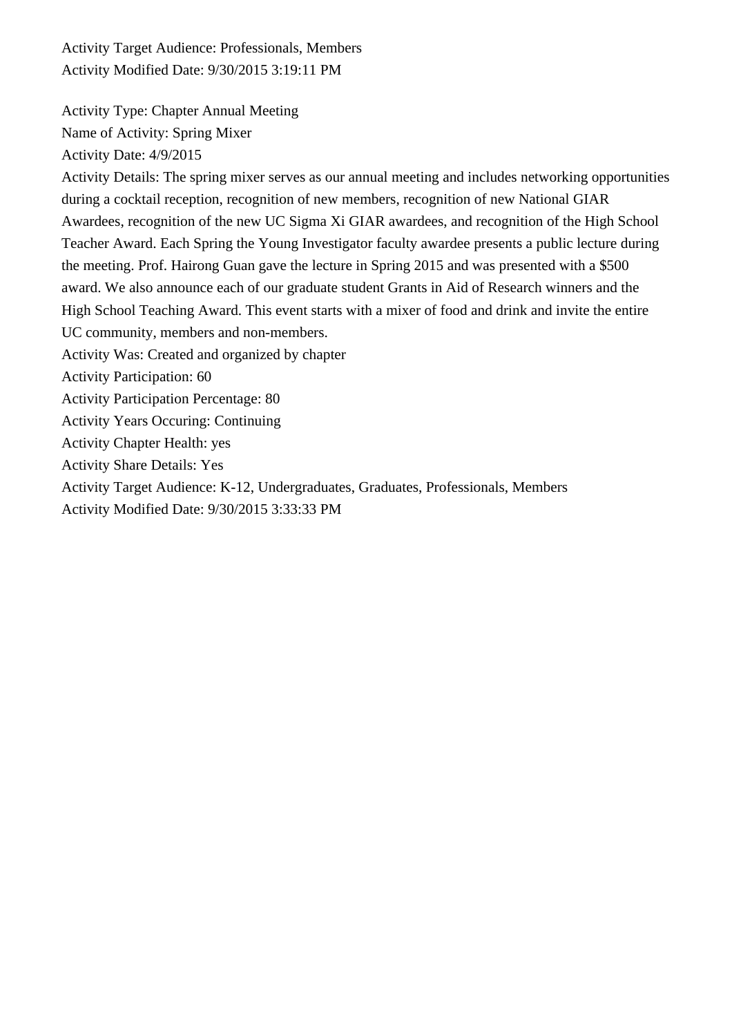Activity Target Audience: Professionals, Members
Activity Modified Date: 9/30/2015 3:19:11 PM

Activity Type: Chapter Annual Meeting
Name of Activity: Spring Mixer
Activity Date: 4/9/2015
Activity Details: The spring mixer serves as our annual meeting and includes networking opportunities during a cocktail reception, recognition of new members, recognition of new National GIAR Awardees, recognition of the new UC Sigma Xi GIAR awardees, and recognition of the High School Teacher Award. Each Spring the Young Investigator faculty awardee presents a public lecture during the meeting. Prof. Hairong Guan gave the lecture in Spring 2015 and was presented with a $500 award. We also announce each of our graduate student Grants in Aid of Research winners and the High School Teaching Award. This event starts with a mixer of food and drink and invite the entire UC community, members and non-members.
Activity Was: Created and organized by chapter
Activity Participation: 60
Activity Participation Percentage: 80
Activity Years Occuring: Continuing
Activity Chapter Health: yes
Activity Share Details: Yes
Activity Target Audience: K-12, Undergraduates, Graduates, Professionals, Members
Activity Modified Date: 9/30/2015 3:33:33 PM